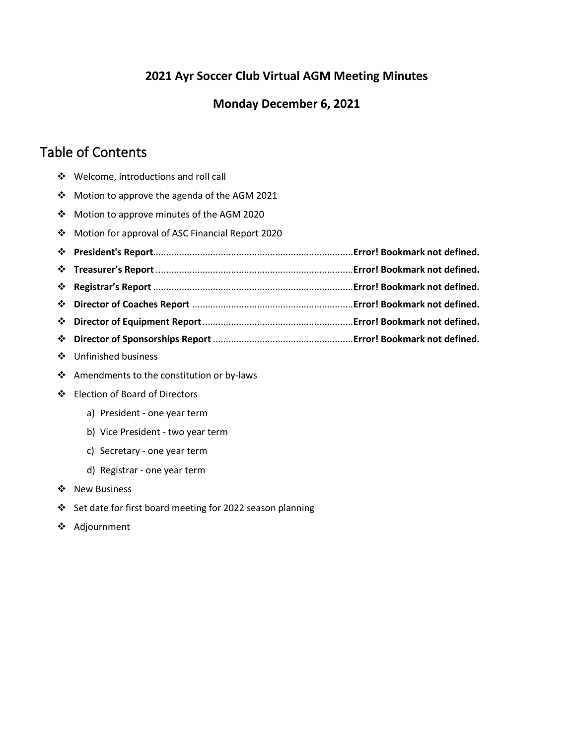## 2021 Ayr Soccer Club Virtual AGM Meeting Minutes

## Monday December 6, 2021

# Table of Contents

- Welcome, introductions and roll call
- Motion to approve the agenda of the AGM 2021
- Motion to approve minutes of the AGM 2020
- Motion for approval of ASC Financial Report 2020
- **President's Report**............................................................................**Error! Bookmark not defined.**
- **Treasurer's Report** ...........................................................................**Error! Bookmark not defined.**
- **Registrar's Report** ............................................................................**Error! Bookmark not defined.**
- **Director of Coaches Report** .............................................................**Error! Bookmark not defined.**
- **Director of Equipment Report**..........................................................**Error! Bookmark not defined.**
- **Director of Sponsorships Report** .....................................................**Error! Bookmark not defined.**
- Unfinished business
- Amendments to the constitution or by-laws
- Election of Board of Directors
  - a) President - one year term
  - b) Vice President - two year term
  - c) Secretary - one year term
  - d) Registrar - one year term
- New Business
- Set date for first board meeting for 2022 season planning
- Adjournment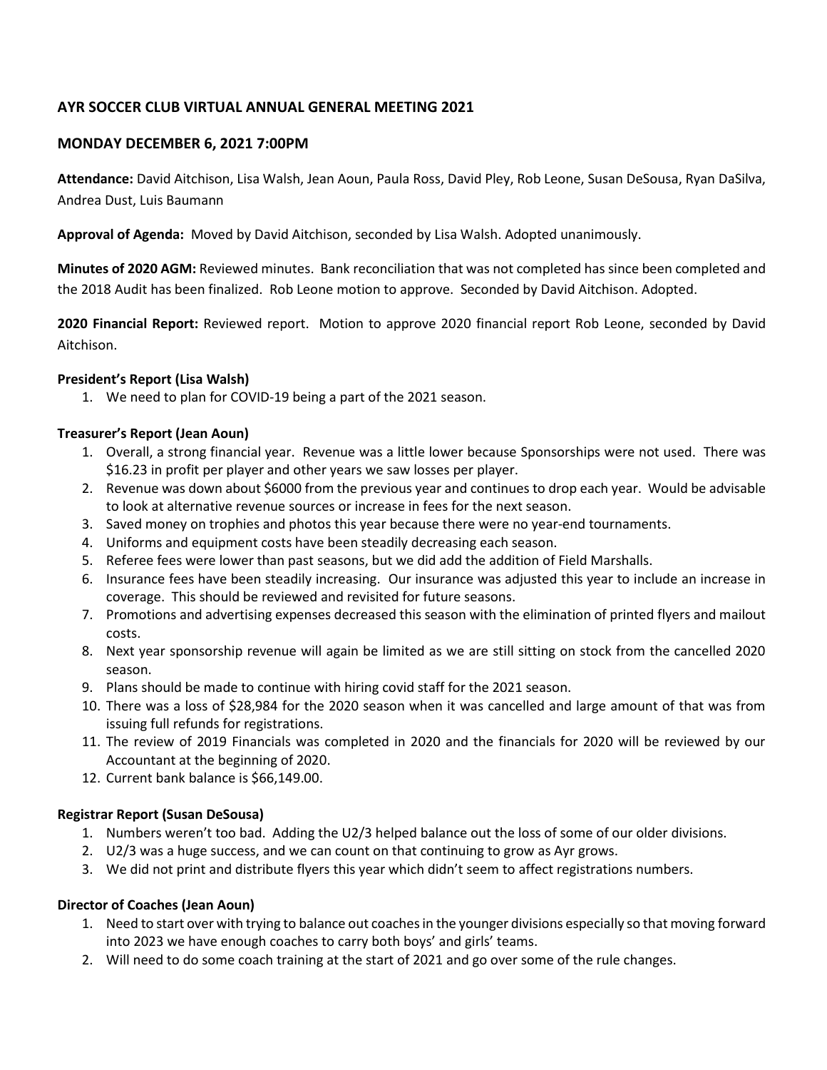## AYR SOCCER CLUB VIRTUAL ANNUAL GENERAL MEETING 2021

## MONDAY DECEMBER 6, 2021 7:00PM

**Attendance:** David Aitchison, Lisa Walsh, Jean Aoun, Paula Ross, David Pley, Rob Leone, Susan DeSousa, Ryan DaSilva, Andrea Dust, Luis Baumann

**Approval of Agenda:** Moved by David Aitchison, seconded by Lisa Walsh. Adopted unanimously.

**Minutes of 2020 AGM:** Reviewed minutes. Bank reconciliation that was not completed has since been completed and the 2018 Audit has been finalized. Rob Leone motion to approve. Seconded by David Aitchison. Adopted.

**2020 Financial Report:** Reviewed report. Motion to approve 2020 financial report Rob Leone, seconded by David Aitchison.

**President's Report (Lisa Walsh)**

1. We need to plan for COVID-19 being a part of the 2021 season.

**Treasurer's Report (Jean Aoun)**

1. Overall, a strong financial year. Revenue was a little lower because Sponsorships were not used. There was $16.23 in profit per player and other years we saw losses per player.
2. Revenue was down about $6000 from the previous year and continues to drop each year. Would be advisable to look at alternative revenue sources or increase in fees for the next season.
3. Saved money on trophies and photos this year because there were no year-end tournaments.
4. Uniforms and equipment costs have been steadily decreasing each season.
5. Referee fees were lower than past seasons, but we did add the addition of Field Marshalls.
6. Insurance fees have been steadily increasing. Our insurance was adjusted this year to include an increase in coverage. This should be reviewed and revisited for future seasons.
7. Promotions and advertising expenses decreased this season with the elimination of printed flyers and mailout costs.
8. Next year sponsorship revenue will again be limited as we are still sitting on stock from the cancelled 2020 season.
9. Plans should be made to continue with hiring covid staff for the 2021 season.
10. There was a loss of $28,984 for the 2020 season when it was cancelled and large amount of that was from issuing full refunds for registrations.
11. The review of 2019 Financials was completed in 2020 and the financials for 2020 will be reviewed by our Accountant at the beginning of 2020.
12. Current bank balance is $66,149.00.

**Registrar Report (Susan DeSousa)**

1. Numbers weren't too bad. Adding the U2/3 helped balance out the loss of some of our older divisions.
2. U2/3 was a huge success, and we can count on that continuing to grow as Ayr grows.
3. We did not print and distribute flyers this year which didn't seem to affect registrations numbers.

**Director of Coaches (Jean Aoun)**

1. Need to start over with trying to balance out coaches in the younger divisions especially so that moving forward into 2023 we have enough coaches to carry both boys' and girls' teams.
2. Will need to do some coach training at the start of 2021 and go over some of the rule changes.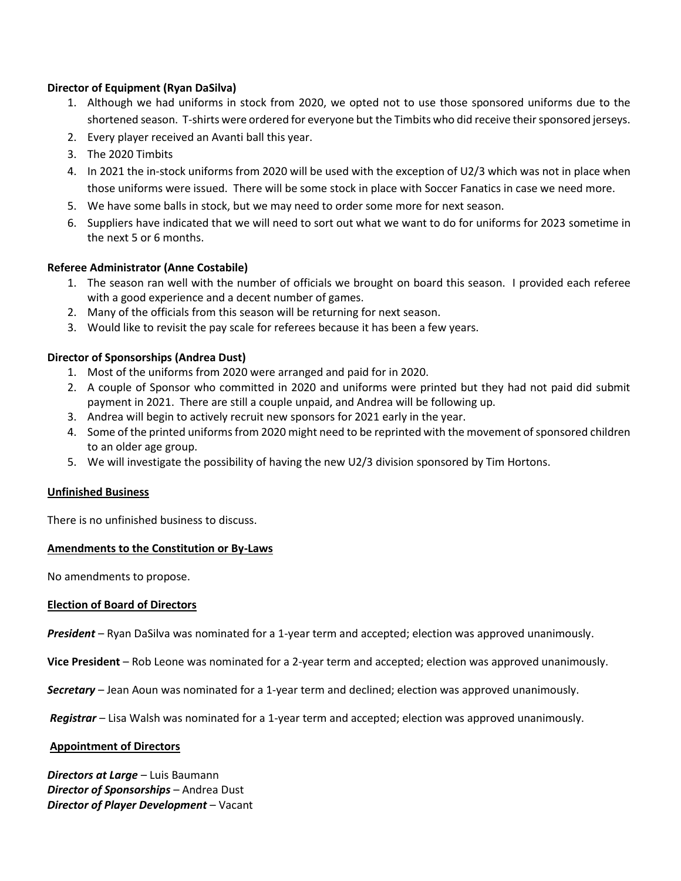**Director of Equipment (Ryan DaSilva)**

1. Although we had uniforms in stock from 2020, we opted not to use those sponsored uniforms due to the shortened season. T-shirts were ordered for everyone but the Timbits who did receive their sponsored jerseys.
2. Every player received an Avanti ball this year.
3. The 2020 Timbits
4. In 2021 the in-stock uniforms from 2020 will be used with the exception of U2/3 which was not in place when those uniforms were issued. There will be some stock in place with Soccer Fanatics in case we need more.
5. We have some balls in stock, but we may need to order some more for next season.
6. Suppliers have indicated that we will need to sort out what we want to do for uniforms for 2023 sometime in the next 5 or 6 months.

**Referee Administrator (Anne Costabile)**

1. The season ran well with the number of officials we brought on board this season. I provided each referee with a good experience and a decent number of games.
2. Many of the officials from this season will be returning for next season.
3. Would like to revisit the pay scale for referees because it has been a few years.

**Director of Sponsorships (Andrea Dust)**

1. Most of the uniforms from 2020 were arranged and paid for in 2020.
2. A couple of Sponsor who committed in 2020 and uniforms were printed but they had not paid did submit payment in 2021. There are still a couple unpaid, and Andrea will be following up.
3. Andrea will begin to actively recruit new sponsors for 2021 early in the year.
4. Some of the printed uniforms from 2020 might need to be reprinted with the movement of sponsored children to an older age group.
5. We will investigate the possibility of having the new U2/3 division sponsored by Tim Hortons.

**Unfinished Business**

There is no unfinished business to discuss.

**Amendments to the Constitution or By-Laws**

No amendments to propose.

**Election of Board of Directors**

***President*** – Ryan DaSilva was nominated for a 1-year term and accepted; election was approved unanimously.

**Vice President** – Rob Leone was nominated for a 2-year term and accepted; election was approved unanimously.

***Secretary*** – Jean Aoun was nominated for a 1-year term and declined; election was approved unanimously.

***Registrar*** – Lisa Walsh was nominated for a 1-year term and accepted; election was approved unanimously.

**Appointment of Directors**

***Directors at Large*** – Luis Baumann
***Director of Sponsorships*** – Andrea Dust
***Director of Player Development*** – Vacant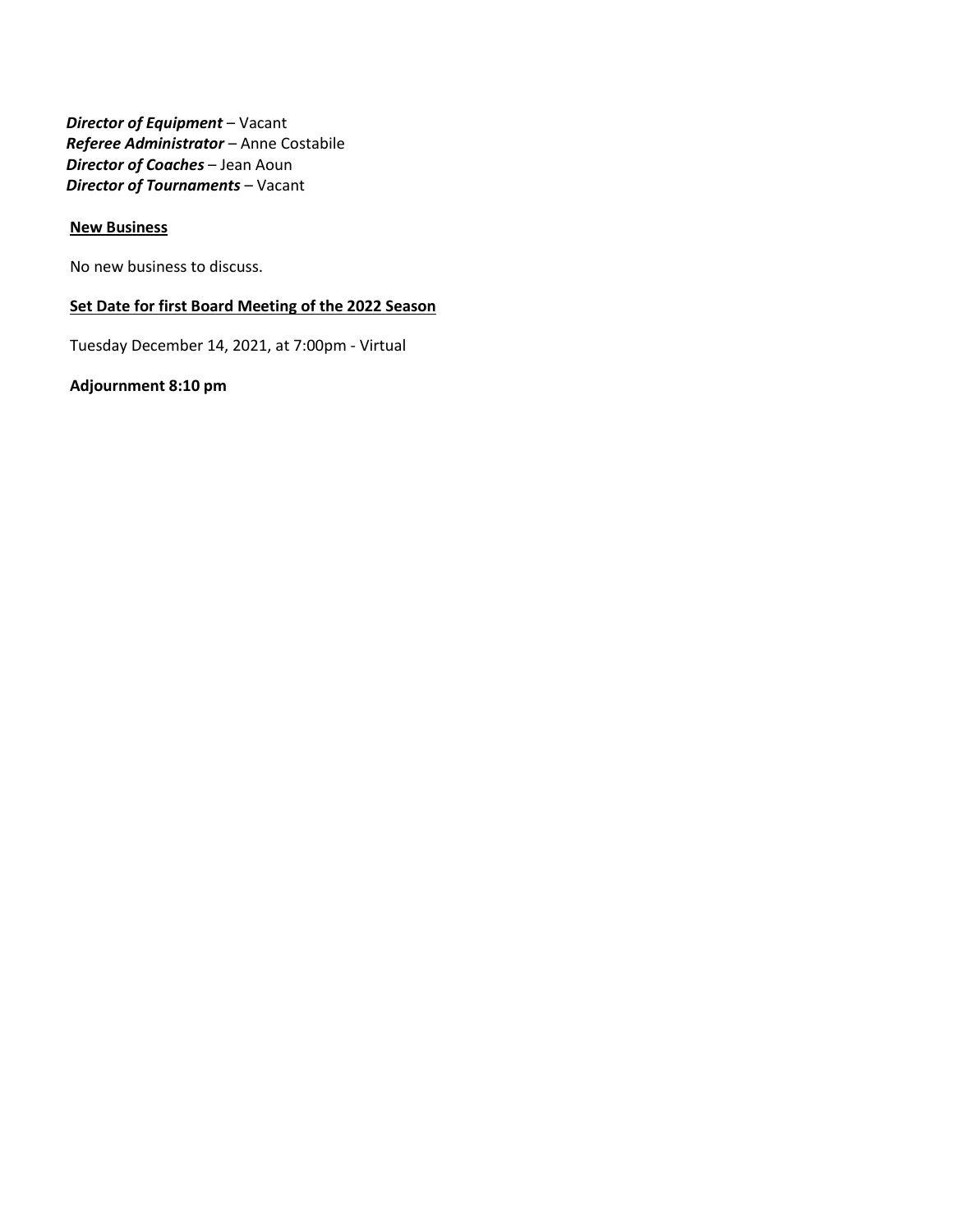***Director of Equipment*** – Vacant
***Referee Administrator*** – Anne Costabile
***Director of Coaches*** – Jean Aoun
***Director of Tournaments*** – Vacant

**New Business**

No new business to discuss.

**Set Date for first Board Meeting of the 2022 Season**

Tuesday December 14, 2021, at 7:00pm - Virtual

**Adjournment 8:10 pm**